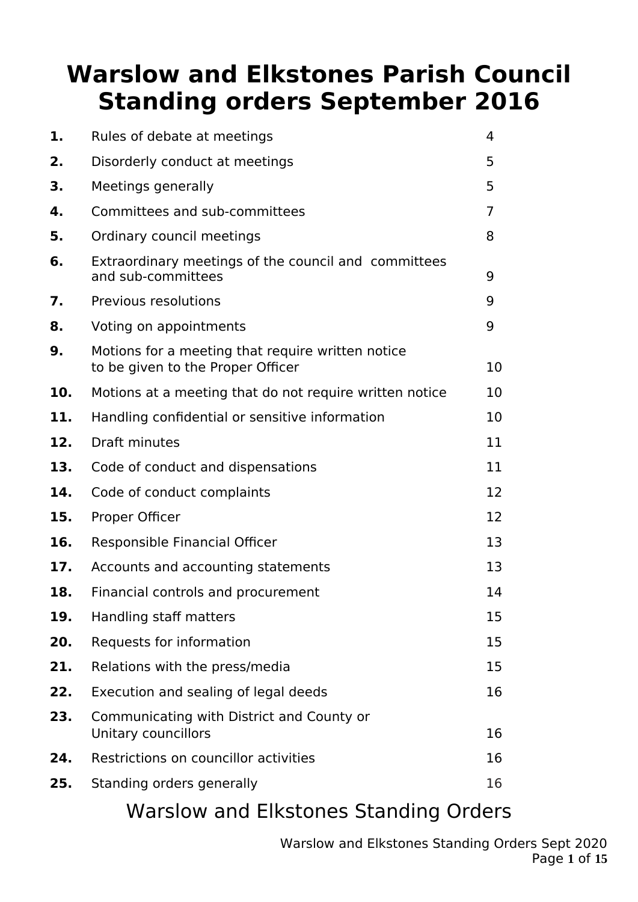# Warslow and Elkstones Parish Council Standing orders September 2016

| | | |
|---|---|---|
| **1.** | Rules of debate at meetings | 4 |
| **2.** | Disorderly conduct at meetings | 5 |
| **3.** | Meetings generally | 5 |
| **4.** | Committees and sub-committees | 7 |
| **5.** | Ordinary council meetings | 8 |
| **6.** | Extraordinary meetings of the council and committees and sub-committees | 9 |
| **7.** | Previous resolutions | 9 |
| **8.** | Voting on appointments | 9 |
| **9.** | Motions for a meeting that require written notice to be given to the Proper Officer | 10 |
| **10.** | Motions at a meeting that do not require written notice | 10 |
| **11.** | Handling confidential or sensitive information | 10 |
| **12.** | Draft minutes | 11 |
| **13.** | Code of conduct and dispensations | 11 |
| **14.** | Code of conduct complaints | 12 |
| **15.** | Proper Officer | 12 |
| **16.** | Responsible Financial Officer | 13 |
| **17.** | Accounts and accounting statements | 13 |
| **18.** | Financial controls and procurement | 14 |
| **19.** | Handling staff matters | 15 |
| **20.** | Requests for information | 15 |
| **21.** | Relations with the press/media | 15 |
| **22.** | Execution and sealing of legal deeds | 16 |
| **23.** | Communicating with District and County or Unitary councillors | 16 |
| **24.** | Restrictions on councillor activities | 16 |
| **25.** | Standing orders generally | 16 |

## Warslow and Elkstones Standing Orders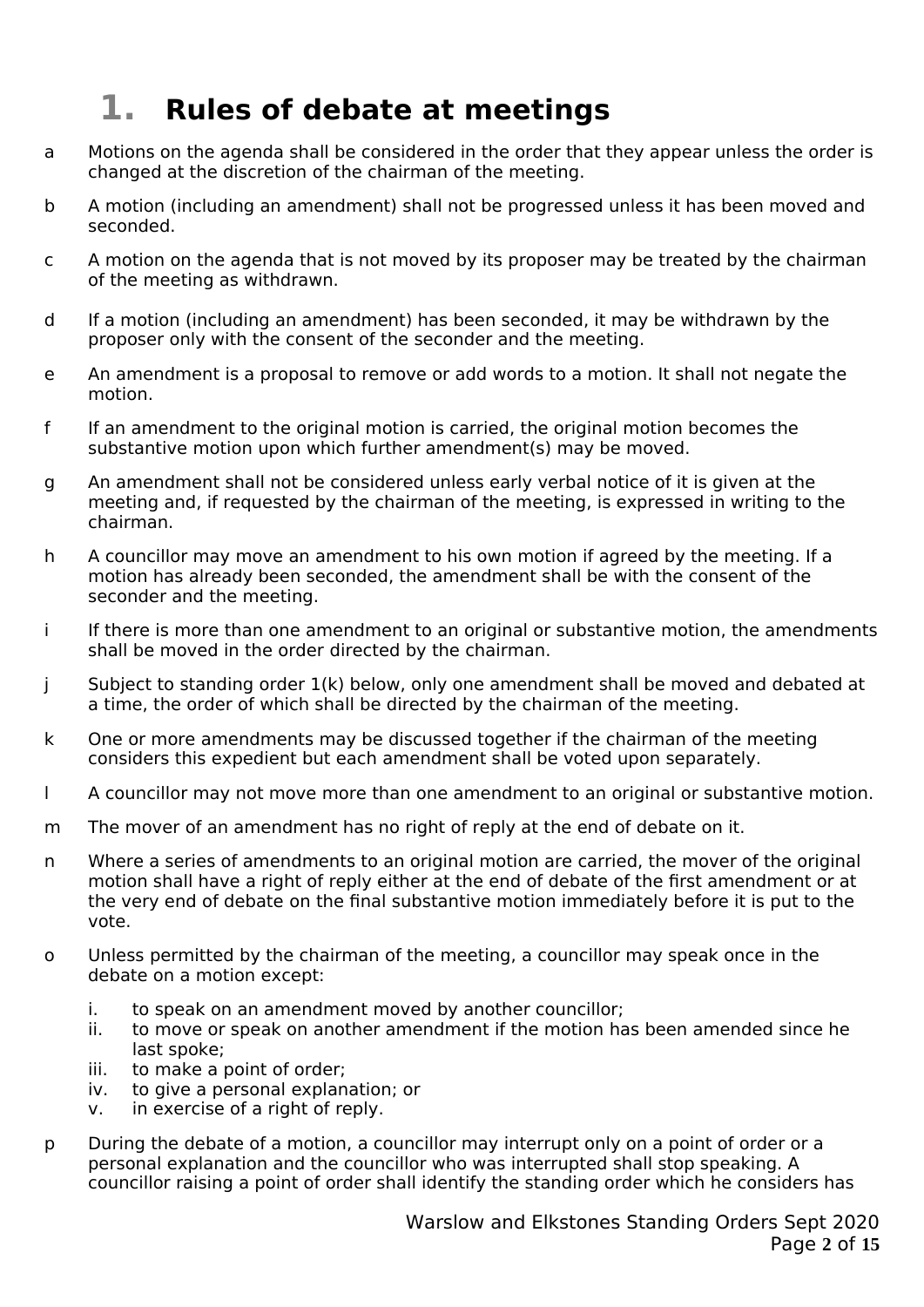# 1. Rules of debate at meetings

a Motions on the agenda shall be considered in the order that they appear unless the order is changed at the discretion of the chairman of the meeting.

b A motion (including an amendment) shall not be progressed unless it has been moved and seconded.

c A motion on the agenda that is not moved by its proposer may be treated by the chairman of the meeting as withdrawn.

d If a motion (including an amendment) has been seconded, it may be withdrawn by the proposer only with the consent of the seconder and the meeting.

e An amendment is a proposal to remove or add words to a motion. It shall not negate the motion.

f If an amendment to the original motion is carried, the original motion becomes the substantive motion upon which further amendment(s) may be moved.

g An amendment shall not be considered unless early verbal notice of it is given at the meeting and, if requested by the chairman of the meeting, is expressed in writing to the chairman.

h A councillor may move an amendment to his own motion if agreed by the meeting. If a motion has already been seconded, the amendment shall be with the consent of the seconder and the meeting.

i If there is more than one amendment to an original or substantive motion, the amendments shall be moved in the order directed by the chairman.

j Subject to standing order 1(k) below, only one amendment shall be moved and debated at a time, the order of which shall be directed by the chairman of the meeting.

k One or more amendments may be discussed together if the chairman of the meeting considers this expedient but each amendment shall be voted upon separately.

l A councillor may not move more than one amendment to an original or substantive motion.

m The mover of an amendment has no right of reply at the end of debate on it.

n Where a series of amendments to an original motion are carried, the mover of the original motion shall have a right of reply either at the end of debate of the first amendment or at the very end of debate on the final substantive motion immediately before it is put to the vote.

o Unless permitted by the chairman of the meeting, a councillor may speak once in the debate on a motion except:

   i. to speak on an amendment moved by another councillor;
   ii. to move or speak on another amendment if the motion has been amended since he last spoke;
   iii. to make a point of order;
   iv. to give a personal explanation; or
   v. in exercise of a right of reply.

p During the debate of a motion, a councillor may interrupt only on a point of order or a personal explanation and the councillor who was interrupted shall stop speaking. A councillor raising a point of order shall identify the standing order which he considers has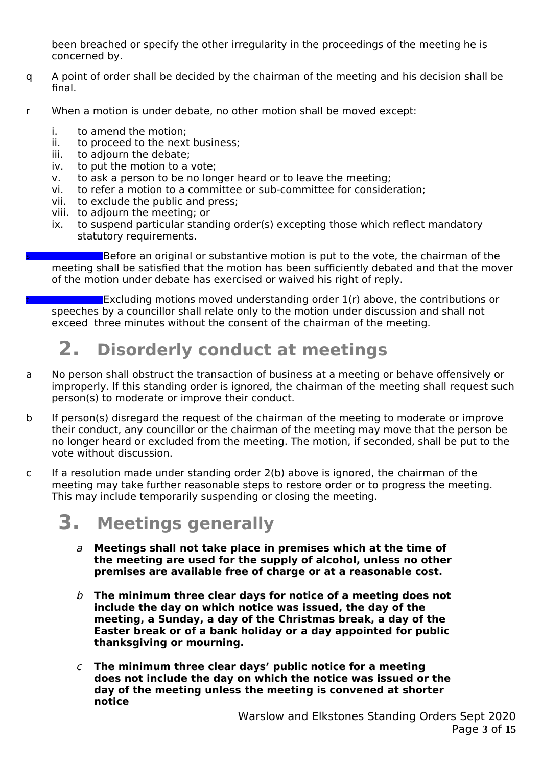been breached or specify the other irregularity in the proceedings of the meeting he is concerned by.

q A point of order shall be decided by the chairman of the meeting and his decision shall be final.

r When a motion is under debate, no other motion shall be moved except:

i. to amend the motion;
ii. to proceed to the next business;
iii. to adjourn the debate;
iv. to put the motion to a vote;
v. to ask a person to be no longer heard or to leave the meeting;
vi. to refer a motion to a committee or sub-committee for consideration;
vii. to exclude the public and press;
viii. to adjourn the meeting; or
ix. to suspend particular standing order(s) excepting those which reflect mandatory statutory requirements.

s Before an original or substantive motion is put to the vote, the chairman of the meeting shall be satisfied that the motion has been sufficiently debated and that the mover of the motion under debate has exercised or waived his right of reply.

t Excluding motions moved understanding order 1(r) above, the contributions or speeches by a councillor shall relate only to the motion under discussion and shall not exceed three minutes without the consent of the chairman of the meeting.

## 2. Disorderly conduct at meetings

a No person shall obstruct the transaction of business at a meeting or behave offensively or improperly. If this standing order is ignored, the chairman of the meeting shall request such person(s) to moderate or improve their conduct.

b If person(s) disregard the request of the chairman of the meeting to moderate or improve their conduct, any councillor or the chairman of the meeting may move that the person be no longer heard or excluded from the meeting. The motion, if seconded, shall be put to the vote without discussion.

c If a resolution made under standing order 2(b) above is ignored, the chairman of the meeting may take further reasonable steps to restore order or to progress the meeting. This may include temporarily suspending or closing the meeting.

## 3. Meetings generally

*a* **Meetings shall not take place in premises which at the time of the meeting are used for the supply of alcohol, unless no other premises are available free of charge or at a reasonable cost.**

*b* **The minimum three clear days for notice of a meeting does not include the day on which notice was issued, the day of the meeting, a Sunday, a day of the Christmas break, a day of the Easter break or of a bank holiday or a day appointed for public thanksgiving or mourning.**

*c* **The minimum three clear days' public notice for a meeting does not include the day on which the notice was issued or the day of the meeting unless the meeting is convened at shorter notice**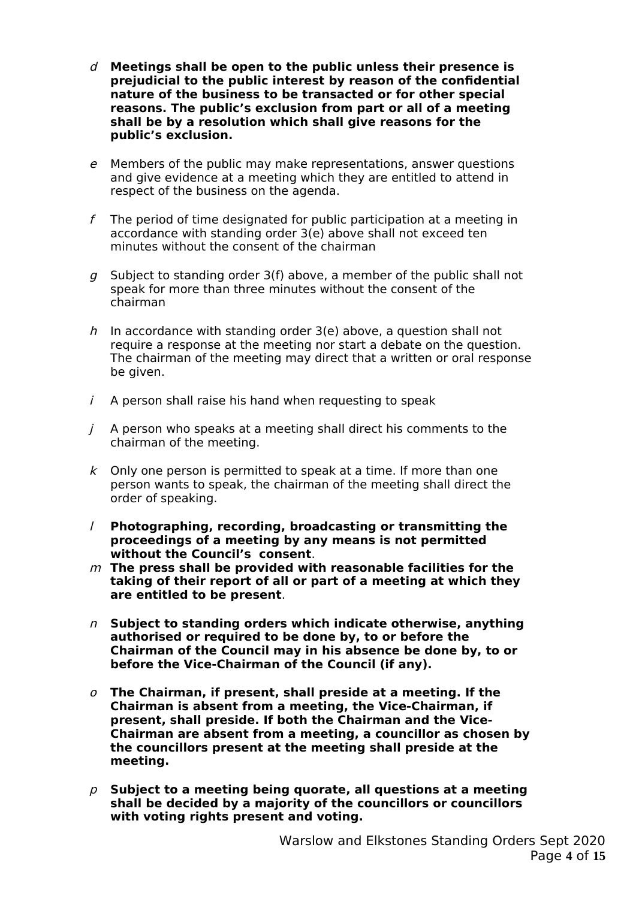*d* **Meetings shall be open to the public unless their presence is prejudicial to the public interest by reason of the confidential nature of the business to be transacted or for other special reasons. The public's exclusion from part or all of a meeting shall be by a resolution which shall give reasons for the public's exclusion.**

*e* Members of the public may make representations, answer questions and give evidence at a meeting which they are entitled to attend in respect of the business on the agenda.

*f* The period of time designated for public participation at a meeting in accordance with standing order 3(e) above shall not exceed ten minutes without the consent of the chairman

*g* Subject to standing order 3(f) above, a member of the public shall not speak for more than three minutes without the consent of the chairman

*h* In accordance with standing order 3(e) above, a question shall not require a response at the meeting nor start a debate on the question. The chairman of the meeting may direct that a written or oral response be given.

*i* A person shall raise his hand when requesting to speak

*j* A person who speaks at a meeting shall direct his comments to the chairman of the meeting.

*k* Only one person is permitted to speak at a time. If more than one person wants to speak, the chairman of the meeting shall direct the order of speaking.

*l* **Photographing, recording, broadcasting or transmitting the proceedings of a meeting by any means is not permitted without the Council's consent**.

*m* **The press shall be provided with reasonable facilities for the taking of their report of all or part of a meeting at which they are entitled to be present**.

*n* **Subject to standing orders which indicate otherwise, anything authorised or required to be done by, to or before the Chairman of the Council may in his absence be done by, to or before the Vice-Chairman of the Council (if any).**

*o* **The Chairman, if present, shall preside at a meeting. If the Chairman is absent from a meeting, the Vice-Chairman, if present, shall preside. If both the Chairman and the Vice-Chairman are absent from a meeting, a councillor as chosen by the councillors present at the meeting shall preside at the meeting.**

*p* **Subject to a meeting being quorate, all questions at a meeting shall be decided by a majority of the councillors or councillors with voting rights present and voting.**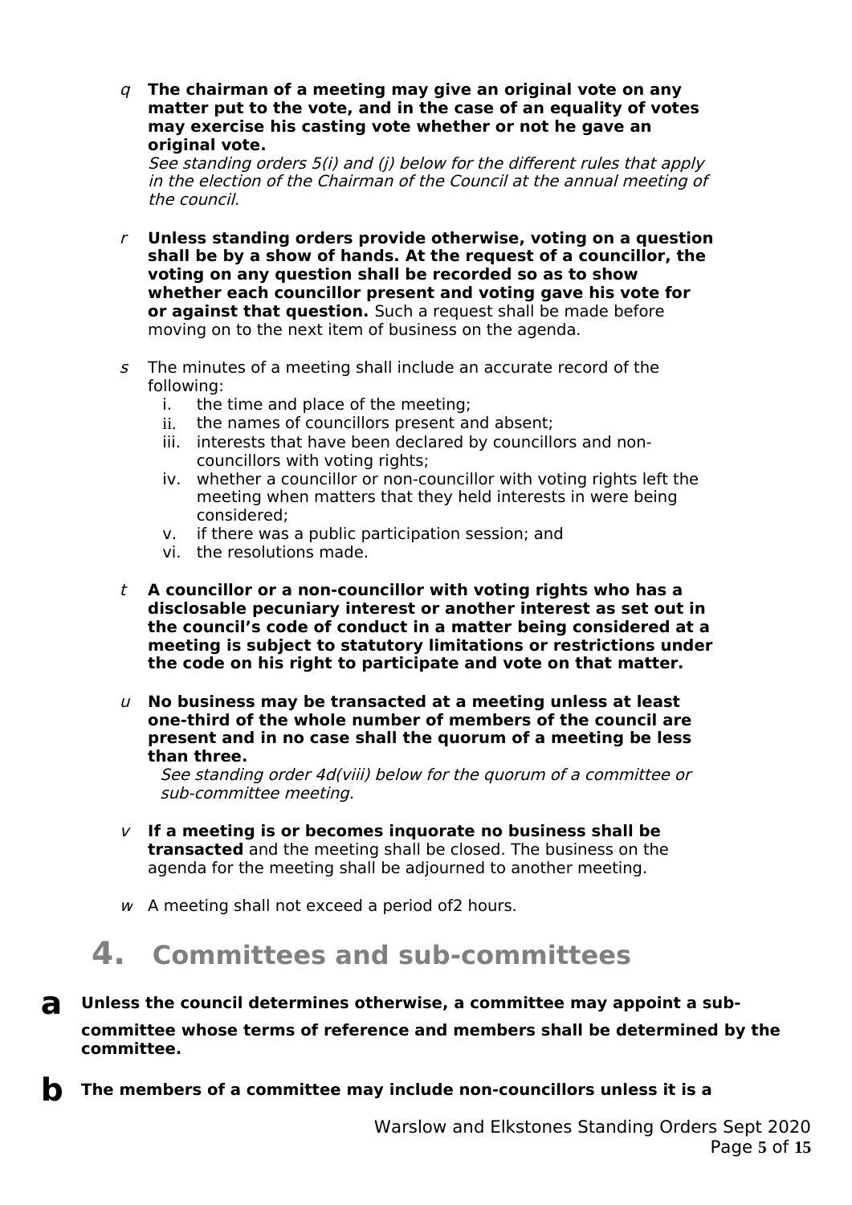*q* **The chairman of a meeting may give an original vote on any matter put to the vote, and in the case of an equality of votes may exercise his casting vote whether or not he gave an original vote.**
*See standing orders 5(i) and (j) below for the different rules that apply in the election of the Chairman of the Council at the annual meeting of the council.*

*r* **Unless standing orders provide otherwise, voting on a question shall be by a show of hands. At the request of a councillor, the voting on any question shall be recorded so as to show whether each councillor present and voting gave his vote for or against that question.** Such a request shall be made before moving on to the next item of business on the agenda.

*s* The minutes of a meeting shall include an accurate record of the following:

i. the time and place of the meeting;
ii. the names of councillors present and absent;
iii. interests that have been declared by councillors and non-councillors with voting rights;
iv. whether a councillor or non-councillor with voting rights left the meeting when matters that they held interests in were being considered;
v. if there was a public participation session; and
vi. the resolutions made.

*t* **A councillor or a non-councillor with voting rights who has a disclosable pecuniary interest or another interest as set out in the council's code of conduct in a matter being considered at a meeting is subject to statutory limitations or restrictions under the code on his right to participate and vote on that matter.**

*u* **No business may be transacted at a meeting unless at least one-third of the whole number of members of the council are present and in no case shall the quorum of a meeting be less than three.**
*See standing order 4d(viii) below for the quorum of a committee or sub-committee meeting.*

*v* **If a meeting is or becomes inquorate no business shall be transacted** and the meeting shall be closed. The business on the agenda for the meeting shall be adjourned to another meeting.

*w* A meeting shall not exceed a period of2 hours.

# 4. Committees and sub-committees

**a** **Unless the council determines otherwise, a committee may appoint a sub-committee whose terms of reference and members shall be determined by the committee.**

**b** **The members of a committee may include non-councillors unless it is a**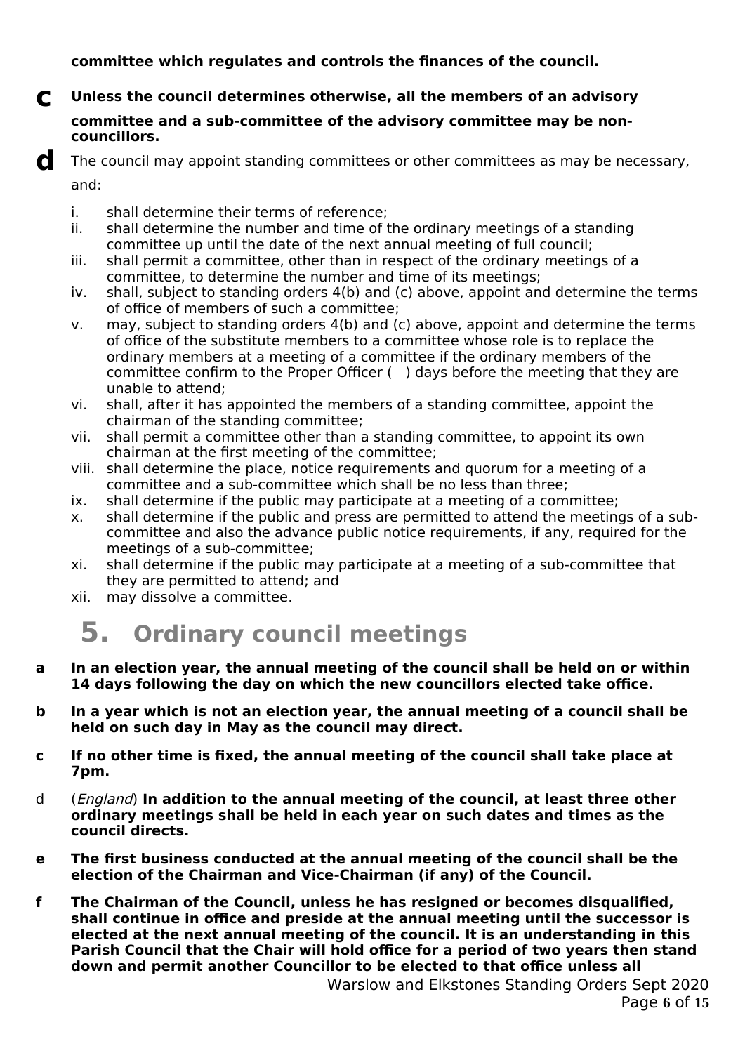**committee which regulates and controls the finances of the council.**

**c** **Unless the council determines otherwise, all the members of an advisory committee and a sub-committee of the advisory committee may be non-councillors.**

**d** The council may appoint standing committees or other committees as may be necessary, and:

i. shall determine their terms of reference;
ii. shall determine the number and time of the ordinary meetings of a standing committee up until the date of the next annual meeting of full council;
iii. shall permit a committee, other than in respect of the ordinary meetings of a committee, to determine the number and time of its meetings;
iv. shall, subject to standing orders 4(b) and (c) above, appoint and determine the terms of office of members of such a committee;
v. may, subject to standing orders 4(b) and (c) above, appoint and determine the terms of office of the substitute members to a committee whose role is to replace the ordinary members at a meeting of a committee if the ordinary members of the committee confirm to the Proper Officer (   ) days before the meeting that they are unable to attend;
vi. shall, after it has appointed the members of a standing committee, appoint the chairman of the standing committee;
vii. shall permit a committee other than a standing committee, to appoint its own chairman at the first meeting of the committee;
viii. shall determine the place, notice requirements and quorum for a meeting of a committee and a sub-committee which shall be no less than three;
ix. shall determine if the public may participate at a meeting of a committee;
x. shall determine if the public and press are permitted to attend the meetings of a sub-committee and also the advance public notice requirements, if any, required for the meetings of a sub-committee;
xi. shall determine if the public may participate at a meeting of a sub-committee that they are permitted to attend; and
xii. may dissolve a committee.

## 5. Ordinary council meetings

**a** **In an election year, the annual meeting of the council shall be held on or within 14 days following the day on which the new councillors elected take office.**

**b** **In a year which is not an election year, the annual meeting of a council shall be held on such day in May as the council may direct.**

**c** **If no other time is fixed, the annual meeting of the council shall take place at 7pm.**

d (*England*) **In addition to the annual meeting of the council, at least three other ordinary meetings shall be held in each year on such dates and times as the council directs.**

**e** **The first business conducted at the annual meeting of the council shall be the election of the Chairman and Vice-Chairman (if any) of the Council.**

**f** **The Chairman of the Council, unless he has resigned or becomes disqualified, shall continue in office and preside at the annual meeting until the successor is elected at the next annual meeting of the council. It is an understanding in this Parish Council that the Chair will hold office for a period of two years then stand down and permit another Councillor to be elected to that office unless all**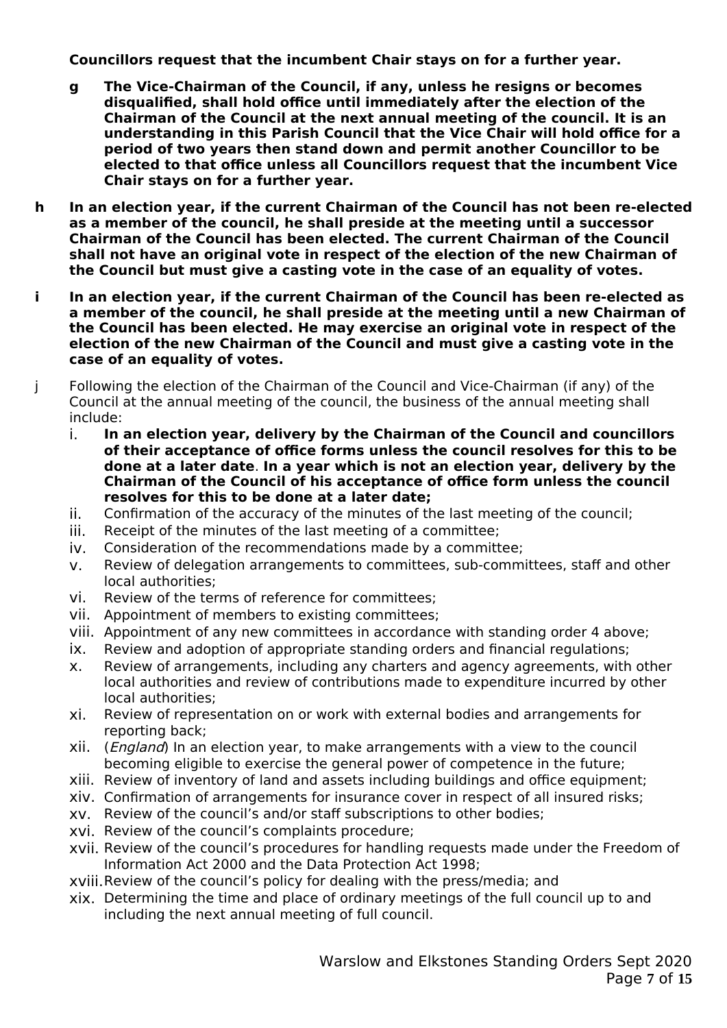**Councillors request that the incumbent Chair stays on for a further year.**

- **g** **The Vice-Chairman of the Council, if any, unless he resigns or becomes disqualified, shall hold office until immediately after the election of the Chairman of the Council at the next annual meeting of the council. It is an understanding in this Parish Council that the Vice Chair will hold office for a period of two years then stand down and permit another Councillor to be elected to that office unless all Councillors request that the incumbent Vice Chair stays on for a further year.**

**h** **In an election year, if the current Chairman of the Council has not been re-elected as a member of the council, he shall preside at the meeting until a successor Chairman of the Council has been elected. The current Chairman of the Council shall not have an original vote in respect of the election of the new Chairman of the Council but must give a casting vote in the case of an equality of votes.**

**i** **In an election year, if the current Chairman of the Council has been re-elected as a member of the council, he shall preside at the meeting until a new Chairman of the Council has been elected. He may exercise an original vote in respect of the election of the new Chairman of the Council and must give a casting vote in the case of an equality of votes.**

j Following the election of the Chairman of the Council and Vice-Chairman (if any) of the Council at the annual meeting of the council, the business of the annual meeting shall include:

- i. **In an election year, delivery by the Chairman of the Council and councillors of their acceptance of office forms unless the council resolves for this to be done at a later date**. **In a year which is not an election year, delivery by the Chairman of the Council of his acceptance of office form unless the council resolves for this to be done at a later date;**
- ii. Confirmation of the accuracy of the minutes of the last meeting of the council;
- iii. Receipt of the minutes of the last meeting of a committee;
- iv. Consideration of the recommendations made by a committee;
- v. Review of delegation arrangements to committees, sub-committees, staff and other local authorities;
- vi. Review of the terms of reference for committees;
- vii. Appointment of members to existing committees;
- viii. Appointment of any new committees in accordance with standing order 4 above;
- ix. Review and adoption of appropriate standing orders and financial regulations;
- x. Review of arrangements, including any charters and agency agreements, with other local authorities and review of contributions made to expenditure incurred by other local authorities;
- xi. Review of representation on or work with external bodies and arrangements for reporting back;
- xii. (*England*) In an election year, to make arrangements with a view to the council becoming eligible to exercise the general power of competence in the future;
- xiii. Review of inventory of land and assets including buildings and office equipment;
- xiv. Confirmation of arrangements for insurance cover in respect of all insured risks;
- xv. Review of the council's and/or staff subscriptions to other bodies;
- xvi. Review of the council's complaints procedure;
- xvii. Review of the council's procedures for handling requests made under the Freedom of Information Act 2000 and the Data Protection Act 1998;
- xviii. Review of the council's policy for dealing with the press/media; and
- xix. Determining the time and place of ordinary meetings of the full council up to and including the next annual meeting of full council.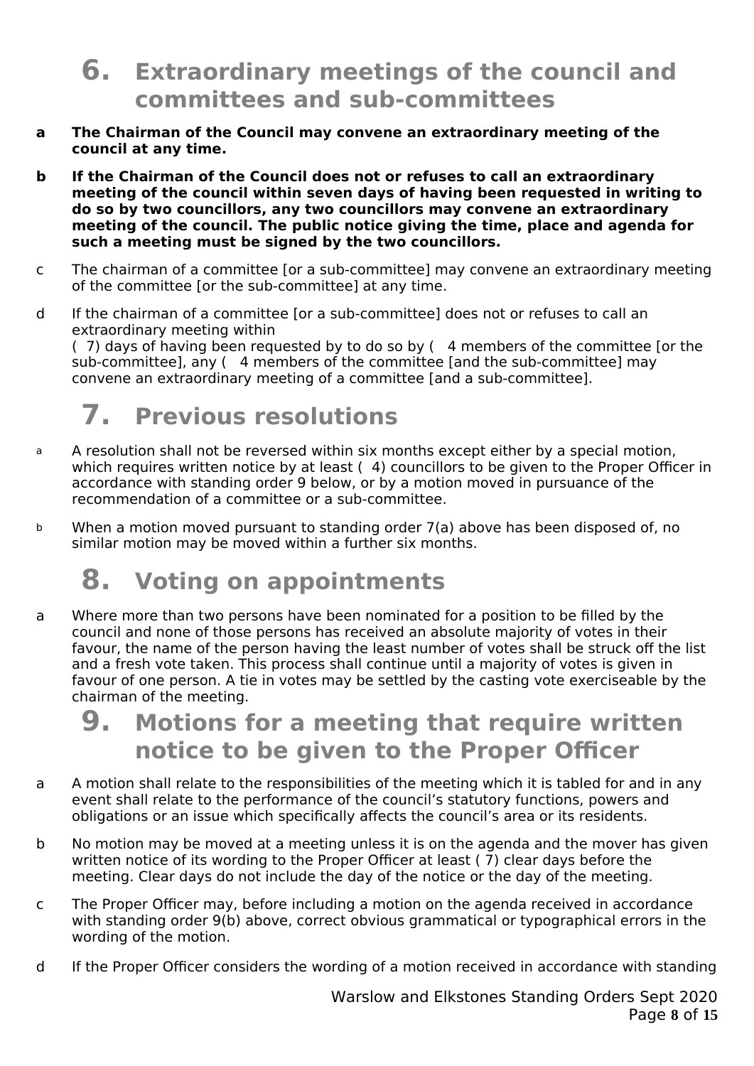# 6. Extraordinary meetings of the council and committees and sub-committees

**a** **The Chairman of the Council may convene an extraordinary meeting of the council at any time.**

**b** **If the Chairman of the Council does not or refuses to call an extraordinary meeting of the council within seven days of having been requested in writing to do so by two councillors, any two councillors may convene an extraordinary meeting of the council. The public notice giving the time, place and agenda for such a meeting must be signed by the two councillors.**

c The chairman of a committee [or a sub-committee] may convene an extraordinary meeting of the committee [or the sub-committee] at any time.

d If the chairman of a committee [or a sub-committee] does not or refuses to call an extraordinary meeting within ( 7) days of having been requested by to do so by ( 4 members of the committee [or the sub-committee], any ( 4 members of the committee [and the sub-committee] may convene an extraordinary meeting of a committee [and a sub-committee].

# 7. Previous resolutions

a A resolution shall not be reversed within six months except either by a special motion, which requires written notice by at least ( 4) councillors to be given to the Proper Officer in accordance with standing order 9 below, or by a motion moved in pursuance of the recommendation of a committee or a sub-committee.

b When a motion moved pursuant to standing order 7(a) above has been disposed of, no similar motion may be moved within a further six months.

# 8. Voting on appointments

a Where more than two persons have been nominated for a position to be filled by the council and none of those persons has received an absolute majority of votes in their favour, the name of the person having the least number of votes shall be struck off the list and a fresh vote taken. This process shall continue until a majority of votes is given in favour of one person. A tie in votes may be settled by the casting vote exerciseable by the chairman of the meeting.

# 9. Motions for a meeting that require written notice to be given to the Proper Officer

a A motion shall relate to the responsibilities of the meeting which it is tabled for and in any event shall relate to the performance of the council's statutory functions, powers and obligations or an issue which specifically affects the council's area or its residents.

b No motion may be moved at a meeting unless it is on the agenda and the mover has given written notice of its wording to the Proper Officer at least ( 7) clear days before the meeting. Clear days do not include the day of the notice or the day of the meeting.

c The Proper Officer may, before including a motion on the agenda received in accordance with standing order 9(b) above, correct obvious grammatical or typographical errors in the wording of the motion.

d If the Proper Officer considers the wording of a motion received in accordance with standing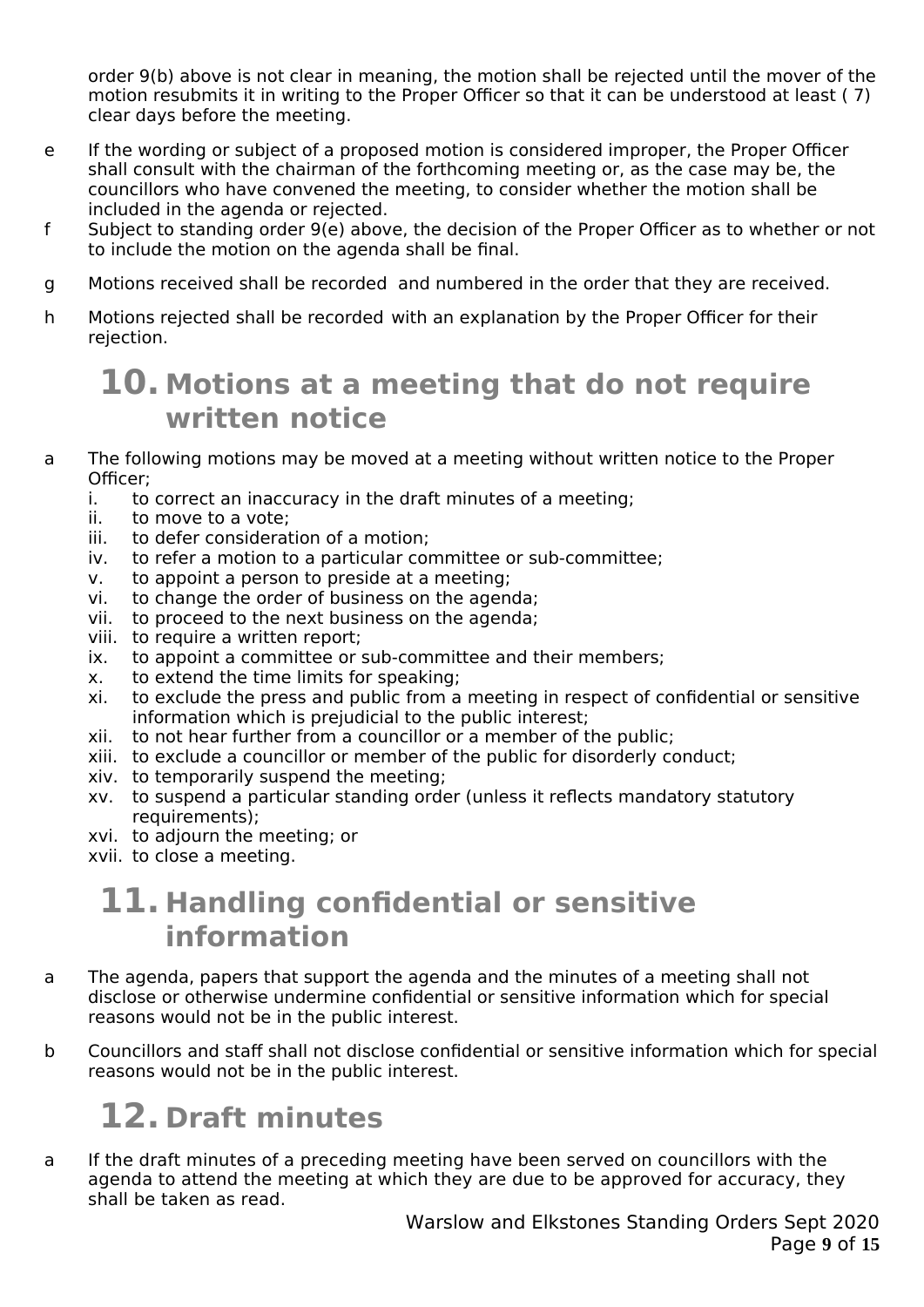order 9(b) above is not clear in meaning, the motion shall be rejected until the mover of the motion resubmits it in writing to the Proper Officer so that it can be understood at least ( 7) clear days before the meeting.

e If the wording or subject of a proposed motion is considered improper, the Proper Officer shall consult with the chairman of the forthcoming meeting or, as the case may be, the councillors who have convened the meeting, to consider whether the motion shall be included in the agenda or rejected.

f Subject to standing order 9(e) above, the decision of the Proper Officer as to whether or not to include the motion on the agenda shall be final.

g Motions received shall be recorded and numbered in the order that they are received.

h Motions rejected shall be recorded with an explanation by the Proper Officer for their rejection.

## 10. Motions at a meeting that do not require written notice

a The following motions may be moved at a meeting without written notice to the Proper Officer;

i. to correct an inaccuracy in the draft minutes of a meeting;
ii. to move to a vote;
iii. to defer consideration of a motion;
iv. to refer a motion to a particular committee or sub-committee;
v. to appoint a person to preside at a meeting;
vi. to change the order of business on the agenda;
vii. to proceed to the next business on the agenda;
viii. to require a written report;
ix. to appoint a committee or sub-committee and their members;
x. to extend the time limits for speaking;
xi. to exclude the press and public from a meeting in respect of confidential or sensitive information which is prejudicial to the public interest;
xii. to not hear further from a councillor or a member of the public;
xiii. to exclude a councillor or member of the public for disorderly conduct;
xiv. to temporarily suspend the meeting;
xv. to suspend a particular standing order (unless it reflects mandatory statutory requirements);
xvi. to adjourn the meeting; or
xvii. to close a meeting.

## 11. Handling confidential or sensitive information

a The agenda, papers that support the agenda and the minutes of a meeting shall not disclose or otherwise undermine confidential or sensitive information which for special reasons would not be in the public interest.

b Councillors and staff shall not disclose confidential or sensitive information which for special reasons would not be in the public interest.

## 12. Draft minutes

a If the draft minutes of a preceding meeting have been served on councillors with the agenda to attend the meeting at which they are due to be approved for accuracy, they shall be taken as read.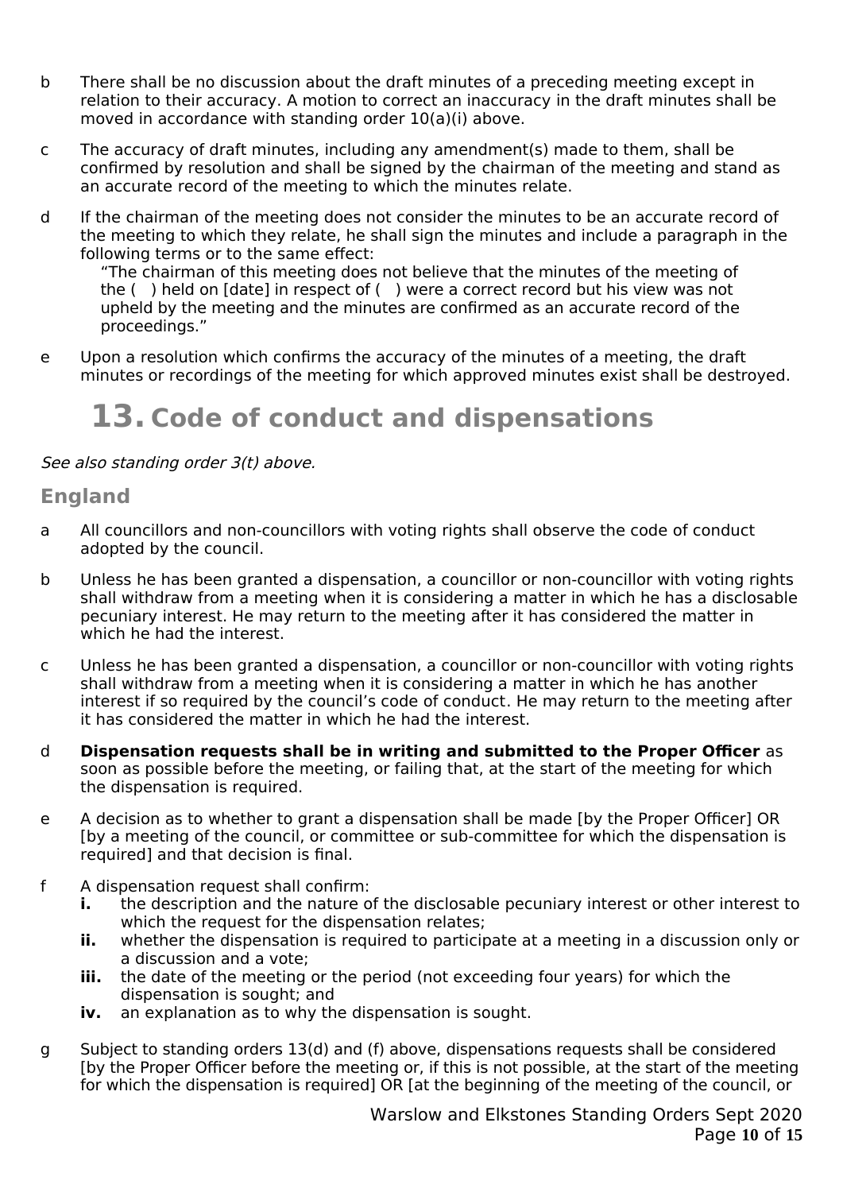b There shall be no discussion about the draft minutes of a preceding meeting except in relation to their accuracy. A motion to correct an inaccuracy in the draft minutes shall be moved in accordance with standing order 10(a)(i) above.

c The accuracy of draft minutes, including any amendment(s) made to them, shall be confirmed by resolution and shall be signed by the chairman of the meeting and stand as an accurate record of the meeting to which the minutes relate.

d If the chairman of the meeting does not consider the minutes to be an accurate record of the meeting to which they relate, he shall sign the minutes and include a paragraph in the following terms or to the same effect:

> "The chairman of this meeting does not believe that the minutes of the meeting of the ( ) held on [date] in respect of ( ) were a correct record but his view was not upheld by the meeting and the minutes are confirmed as an accurate record of the proceedings."

e Upon a resolution which confirms the accuracy of the minutes of a meeting, the draft minutes or recordings of the meeting for which approved minutes exist shall be destroyed.

# 13. Code of conduct and dispensations

*See also standing order 3(t) above.*

## England

a All councillors and non-councillors with voting rights shall observe the code of conduct adopted by the council.

b Unless he has been granted a dispensation, a councillor or non-councillor with voting rights shall withdraw from a meeting when it is considering a matter in which he has a disclosable pecuniary interest. He may return to the meeting after it has considered the matter in which he had the interest.

c Unless he has been granted a dispensation, a councillor or non-councillor with voting rights shall withdraw from a meeting when it is considering a matter in which he has another interest if so required by the council's code of conduct. He may return to the meeting after it has considered the matter in which he had the interest.

d **Dispensation requests shall be in writing and submitted to the Proper Officer** as soon as possible before the meeting, or failing that, at the start of the meeting for which the dispensation is required.

e A decision as to whether to grant a dispensation shall be made [by the Proper Officer] OR [by a meeting of the council, or committee or sub-committee for which the dispensation is required] and that decision is final.

f A dispensation request shall confirm:

- **i.** the description and the nature of the disclosable pecuniary interest or other interest to which the request for the dispensation relates;
- **ii.** whether the dispensation is required to participate at a meeting in a discussion only or a discussion and a vote;
- **iii.** the date of the meeting or the period (not exceeding four years) for which the dispensation is sought; and
- **iv.** an explanation as to why the dispensation is sought.

g Subject to standing orders 13(d) and (f) above, dispensations requests shall be considered [by the Proper Officer before the meeting or, if this is not possible, at the start of the meeting for which the dispensation is required] OR [at the beginning of the meeting of the council, or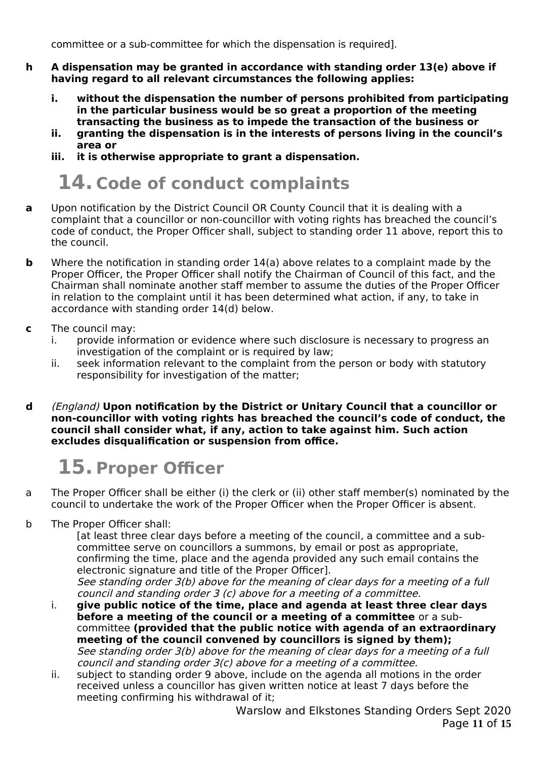committee or a sub-committee for which the dispensation is required].

**h** **A dispensation may be granted in accordance with standing order 13(e) above if having regard to all relevant circumstances the following applies:**

- **i.** **without the dispensation the number of persons prohibited from participating in the particular business would be so great a proportion of the meeting transacting the business as to impede the transaction of the business or**
- **ii.** **granting the dispensation is in the interests of persons living in the council's area or**
- **iii.** **it is otherwise appropriate to grant a dispensation.**

# 14. Code of conduct complaints

**a** Upon notification by the District Council OR County Council that it is dealing with a complaint that a councillor or non-councillor with voting rights has breached the council's code of conduct, the Proper Officer shall, subject to standing order 11 above, report this to the council.

**b** Where the notification in standing order 14(a) above relates to a complaint made by the Proper Officer, the Proper Officer shall notify the Chairman of Council of this fact, and the Chairman shall nominate another staff member to assume the duties of the Proper Officer in relation to the complaint until it has been determined what action, if any, to take in accordance with standing order 14(d) below.

**c** The council may:

- i. provide information or evidence where such disclosure is necessary to progress an investigation of the complaint or is required by law;
- ii. seek information relevant to the complaint from the person or body with statutory responsibility for investigation of the matter;

**d** *(England)* **Upon notification by the District or Unitary Council that a councillor or non-councillor with voting rights has breached the council's code of conduct, the council shall consider what, if any, action to take against him. Such action excludes disqualification or suspension from office.**

# 15. Proper Officer

a The Proper Officer shall be either (i) the clerk or (ii) other staff member(s) nominated by the council to undertake the work of the Proper Officer when the Proper Officer is absent.

b The Proper Officer shall:

[at least three clear days before a meeting of the council, a committee and a sub-committee serve on councillors a summons, by email or post as appropriate, confirming the time, place and the agenda provided any such email contains the electronic signature and title of the Proper Officer].
*See standing order 3(b) above for the meaning of clear days for a meeting of a full council and standing order 3 (c) above for a meeting of a committee.*

- i. **give public notice of the time, place and agenda at least three clear days before a meeting of the council or a meeting of a committee** or a sub-committee **(provided that the public notice with agenda of an extraordinary meeting of the council convened by councillors is signed by them);**
  *See standing order 3(b) above for the meaning of clear days for a meeting of a full council and standing order 3(c) above for a meeting of a committee.*
- ii. subject to standing order 9 above, include on the agenda all motions in the order received unless a councillor has given written notice at least 7 days before the meeting confirming his withdrawal of it;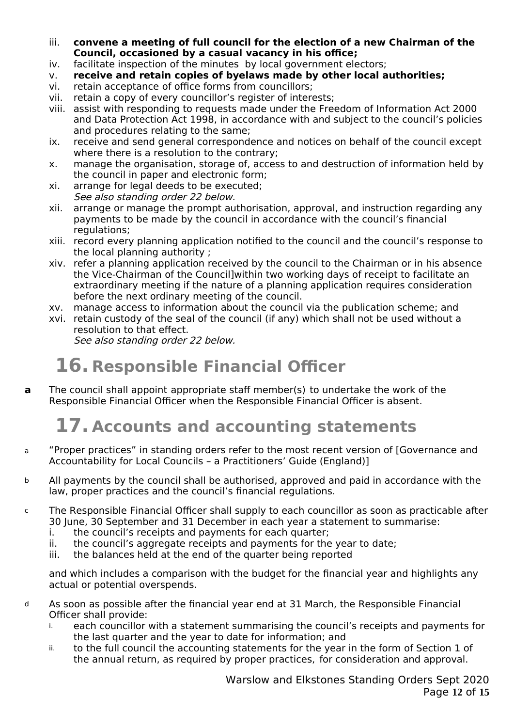iii. **convene a meeting of full council for the election of a new Chairman of the Council, occasioned by a casual vacancy in his office;**
iv. facilitate inspection of the minutes by local government electors;
v. **receive and retain copies of byelaws made by other local authorities;**
vi. retain acceptance of office forms from councillors;
vii. retain a copy of every councillor's register of interests;
viii. assist with responding to requests made under the Freedom of Information Act 2000 and Data Protection Act 1998, in accordance with and subject to the council's policies and procedures relating to the same;
ix. receive and send general correspondence and notices on behalf of the council except where there is a resolution to the contrary;
x. manage the organisation, storage of, access to and destruction of information held by the council in paper and electronic form;
xi. arrange for legal deeds to be executed;
*See also standing order 22 below.*
xii. arrange or manage the prompt authorisation, approval, and instruction regarding any payments to be made by the council in accordance with the council's financial regulations;
xiii. record every planning application notified to the council and the council's response to the local planning authority ;
xiv. refer a planning application received by the council to the Chairman or in his absence the Vice-Chairman of the Council]within two working days of receipt to facilitate an extraordinary meeting if the nature of a planning application requires consideration before the next ordinary meeting of the council.
xv. manage access to information about the council via the publication scheme; and
xvi. retain custody of the seal of the council (if any) which shall not be used without a resolution to that effect.
*See also standing order 22 below.*

# 16. Responsible Financial Officer

**a** The council shall appoint appropriate staff member(s) to undertake the work of the Responsible Financial Officer when the Responsible Financial Officer is absent.

# 17. Accounts and accounting statements

a "Proper practices" in standing orders refer to the most recent version of [Governance and Accountability for Local Councils – a Practitioners' Guide (England)]

b All payments by the council shall be authorised, approved and paid in accordance with the law, proper practices and the council's financial regulations.

c The Responsible Financial Officer shall supply to each councillor as soon as practicable after 30 June, 30 September and 31 December in each year a statement to summarise:
i. the council's receipts and payments for each quarter;
ii. the council's aggregate receipts and payments for the year to date;
iii. the balances held at the end of the quarter being reported

and which includes a comparison with the budget for the financial year and highlights any actual or potential overspends.

d As soon as possible after the financial year end at 31 March, the Responsible Financial Officer shall provide:
i. each councillor with a statement summarising the council's receipts and payments for the last quarter and the year to date for information; and
ii. to the full council the accounting statements for the year in the form of Section 1 of the annual return, as required by proper practices, for consideration and approval.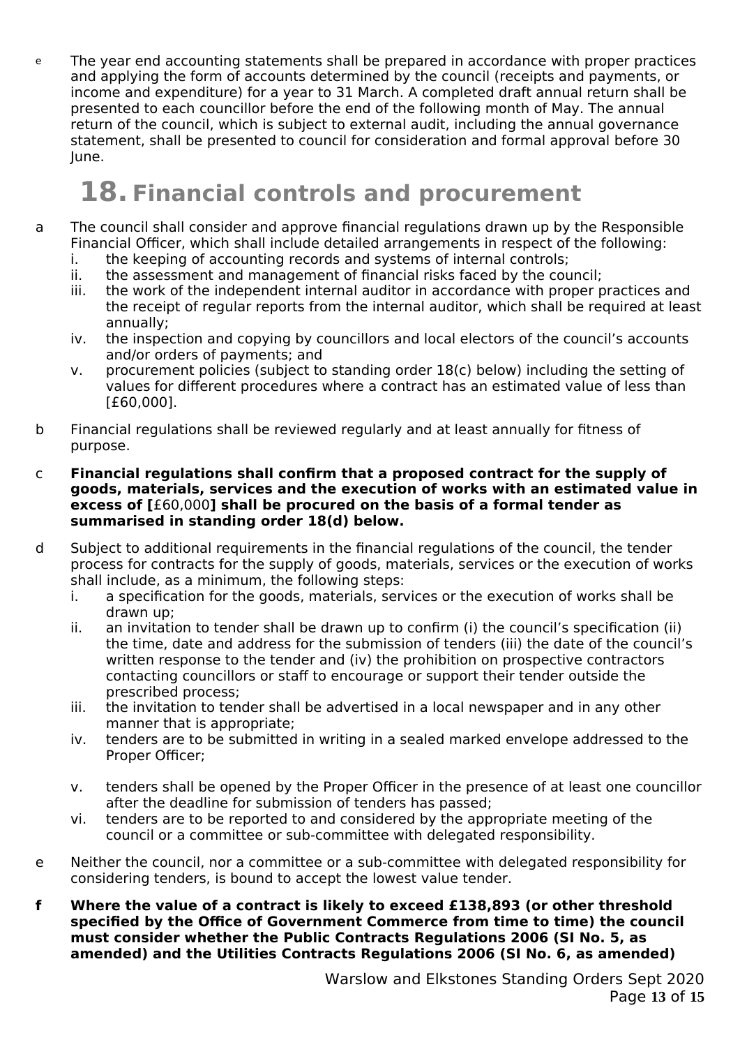e The year end accounting statements shall be prepared in accordance with proper practices and applying the form of accounts determined by the council (receipts and payments, or income and expenditure) for a year to 31 March. A completed draft annual return shall be presented to each councillor before the end of the following month of May. The annual return of the council, which is subject to external audit, including the annual governance statement, shall be presented to council for consideration and formal approval before 30 June.

# 18. Financial controls and procurement

a The council shall consider and approve financial regulations drawn up by the Responsible Financial Officer, which shall include detailed arrangements in respect of the following:

i. the keeping of accounting records and systems of internal controls;
ii. the assessment and management of financial risks faced by the council;
iii. the work of the independent internal auditor in accordance with proper practices and the receipt of regular reports from the internal auditor, which shall be required at least annually;
iv. the inspection and copying by councillors and local electors of the council's accounts and/or orders of payments; and
v. procurement policies (subject to standing order 18(c) below) including the setting of values for different procedures where a contract has an estimated value of less than [£60,000].

b Financial regulations shall be reviewed regularly and at least annually for fitness of purpose.

c **Financial regulations shall confirm that a proposed contract for the supply of goods, materials, services and the execution of works with an estimated value in excess of [**£60,000**] shall be procured on the basis of a formal tender as summarised in standing order 18(d) below.**

d Subject to additional requirements in the financial regulations of the council, the tender process for contracts for the supply of goods, materials, services or the execution of works shall include, as a minimum, the following steps:

i. a specification for the goods, materials, services or the execution of works shall be drawn up;
ii. an invitation to tender shall be drawn up to confirm (i) the council's specification (ii) the time, date and address for the submission of tenders (iii) the date of the council's written response to the tender and (iv) the prohibition on prospective contractors contacting councillors or staff to encourage or support their tender outside the prescribed process;
iii. the invitation to tender shall be advertised in a local newspaper and in any other manner that is appropriate;
iv. tenders are to be submitted in writing in a sealed marked envelope addressed to the Proper Officer;
v. tenders shall be opened by the Proper Officer in the presence of at least one councillor after the deadline for submission of tenders has passed;
vi. tenders are to be reported to and considered by the appropriate meeting of the council or a committee or sub-committee with delegated responsibility.

e Neither the council, nor a committee or a sub-committee with delegated responsibility for considering tenders, is bound to accept the lowest value tender.

**f Where the value of a contract is likely to exceed £138,893 (or other threshold specified by the Office of Government Commerce from time to time) the council must consider whether the Public Contracts Regulations 2006 (SI No. 5, as amended) and the Utilities Contracts Regulations 2006 (SI No. 6, as amended)**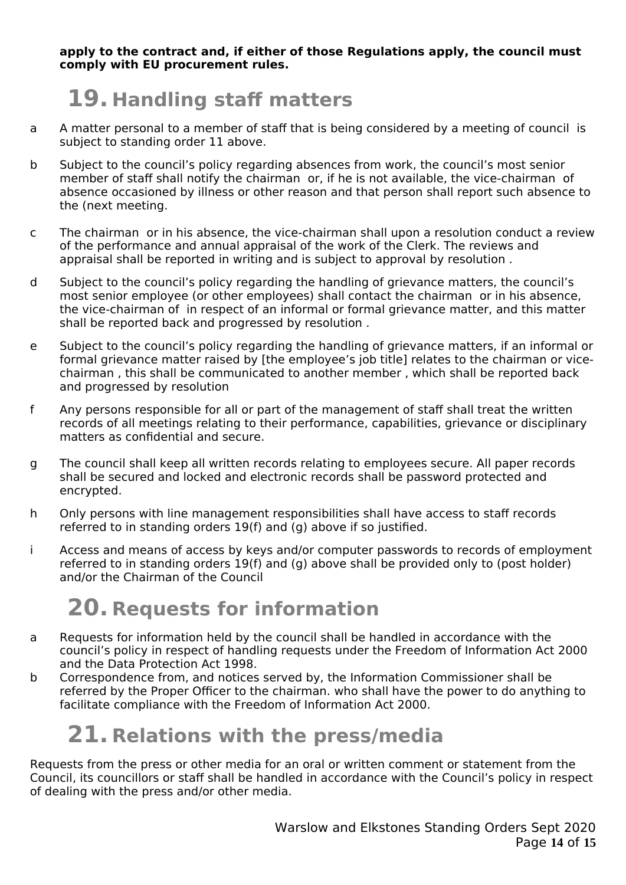**apply to the contract and, if either of those Regulations apply, the council must comply with EU procurement rules.**

# 19. Handling staff matters

a A matter personal to a member of staff that is being considered by a meeting of council is subject to standing order 11 above.

b Subject to the council's policy regarding absences from work, the council's most senior member of staff shall notify the chairman or, if he is not available, the vice-chairman of absence occasioned by illness or other reason and that person shall report such absence to the (next meeting.

c The chairman or in his absence, the vice-chairman shall upon a resolution conduct a review of the performance and annual appraisal of the work of the Clerk. The reviews and appraisal shall be reported in writing and is subject to approval by resolution .

d Subject to the council's policy regarding the handling of grievance matters, the council's most senior employee (or other employees) shall contact the chairman or in his absence, the vice-chairman of in respect of an informal or formal grievance matter, and this matter shall be reported back and progressed by resolution .

e Subject to the council's policy regarding the handling of grievance matters, if an informal or formal grievance matter raised by [the employee's job title] relates to the chairman or vice-chairman , this shall be communicated to another member , which shall be reported back and progressed by resolution

f Any persons responsible for all or part of the management of staff shall treat the written records of all meetings relating to their performance, capabilities, grievance or disciplinary matters as confidential and secure.

g The council shall keep all written records relating to employees secure. All paper records shall be secured and locked and electronic records shall be password protected and encrypted.

h Only persons with line management responsibilities shall have access to staff records referred to in standing orders 19(f) and (g) above if so justified.

i Access and means of access by keys and/or computer passwords to records of employment referred to in standing orders 19(f) and (g) above shall be provided only to (post holder) and/or the Chairman of the Council

# 20. Requests for information

a Requests for information held by the council shall be handled in accordance with the council's policy in respect of handling requests under the Freedom of Information Act 2000 and the Data Protection Act 1998.

b Correspondence from, and notices served by, the Information Commissioner shall be referred by the Proper Officer to the chairman. who shall have the power to do anything to facilitate compliance with the Freedom of Information Act 2000.

# 21. Relations with the press/media

Requests from the press or other media for an oral or written comment or statement from the Council, its councillors or staff shall be handled in accordance with the Council's policy in respect of dealing with the press and/or other media.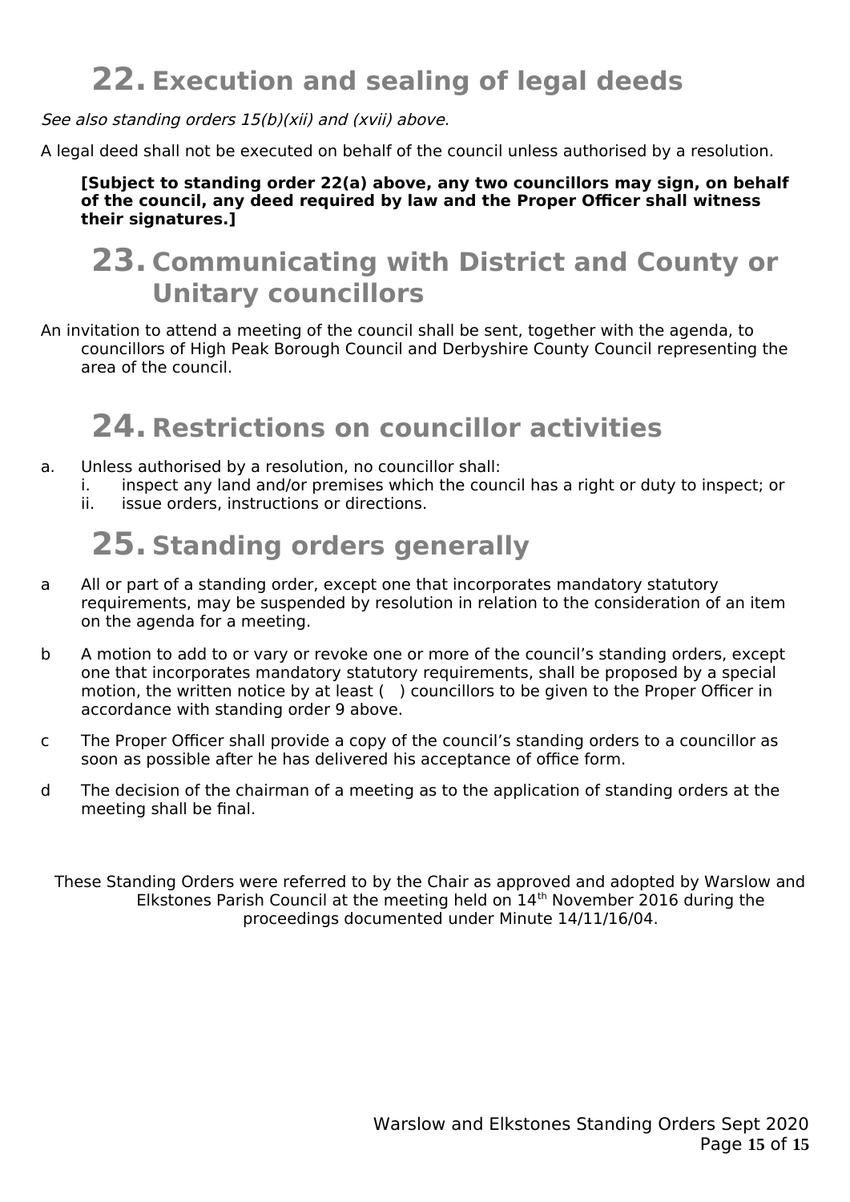# 22. Execution and sealing of legal deeds

*See also standing orders 15(b)(xii) and (xvii) above.*

A legal deed shall not be executed on behalf of the council unless authorised by a resolution.

**[Subject to standing order 22(a) above, any two councillors may sign, on behalf of the council, any deed required by law and the Proper Officer shall witness their signatures.]**

# 23. Communicating with District and County or Unitary councillors

An invitation to attend a meeting of the council shall be sent, together with the agenda, to councillors of High Peak Borough Council and Derbyshire County Council representing the area of the council.

# 24. Restrictions on councillor activities

a. Unless authorised by a resolution, no councillor shall:
   i. inspect any land and/or premises which the council has a right or duty to inspect; or
   ii. issue orders, instructions or directions.

# 25. Standing orders generally

a All or part of a standing order, except one that incorporates mandatory statutory requirements, may be suspended by resolution in relation to the consideration of an item on the agenda for a meeting.

b A motion to add to or vary or revoke one or more of the council's standing orders, except one that incorporates mandatory statutory requirements, shall be proposed by a special motion, the written notice by at least (   ) councillors to be given to the Proper Officer in accordance with standing order 9 above.

c The Proper Officer shall provide a copy of the council's standing orders to a councillor as soon as possible after he has delivered his acceptance of office form.

d The decision of the chairman of a meeting as to the application of standing orders at the meeting shall be final.

These Standing Orders were referred to by the Chair as approved and adopted by Warslow and Elkstones Parish Council at the meeting held on 14th November 2016 during the proceedings documented under Minute 14/11/16/04.